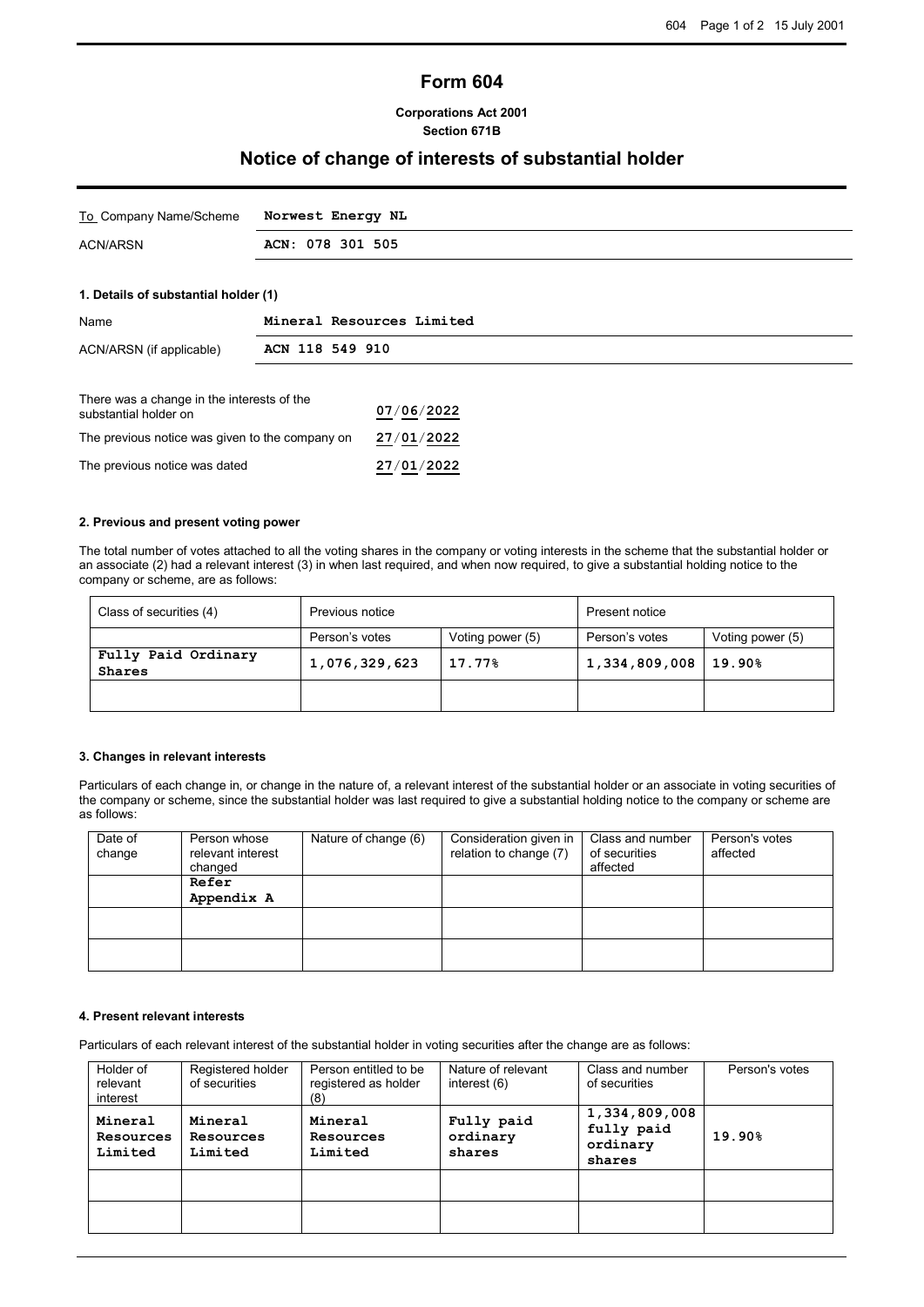# Form 604

**Corporations Act 2001**
**Section 671B**

## Notice of change of interests of substantial holder

| | |
|---|---|
| To Company Name/Scheme | **Norwest Energy NL** |
| ACN/ARSN | **ACN: 078 301 505** |

### 1. Details of substantial holder (1)

| | |
|---|---|
| Name | **Mineral Resources Limited** |
| ACN/ARSN (if applicable) | **ACN 118 549 910** |

| | |
|---|---|
| There was a change in the interests of the substantial holder on | **07/06/2022** |
| The previous notice was given to the company on | **27/01/2022** |
| The previous notice was dated | **27/01/2022** |

### 2. Previous and present voting power

The total number of votes attached to all the voting shares in the company or voting interests in the scheme that the substantial holder or an associate (2) had a relevant interest (3) in when last required, and when now required, to give a substantial holding notice to the company or scheme, are as follows:

| Class of securities (4) | Previous notice | | Present notice | |
|---|---|---|---|---|
| | Person's votes | Voting power (5) | Person's votes | Voting power (5) |
| **Fully Paid Ordinary Shares** | **1,076,329,623** | **17.77%** | **1,334,809,008** | **19.90%** |
| | | | | |

### 3. Changes in relevant interests

Particulars of each change in, or change in the nature of, a relevant interest of the substantial holder or an associate in voting securities of the company or scheme, since the substantial holder was last required to give a substantial holding notice to the company or scheme are as follows:

| Date of change | Person whose relevant interest changed | Nature of change (6) | Consideration given in relation to change (7) | Class and number of securities affected | Person's votes affected |
|---|---|---|---|---|---|
| | **Refer Appendix A** | | | | |
| | | | | | |
| | | | | | |

### 4. Present relevant interests

Particulars of each relevant interest of the substantial holder in voting securities after the change are as follows:

| Holder of relevant interest | Registered holder of securities | Person entitled to be registered as holder (8) | Nature of relevant interest (6) | Class and number of securities | Person's votes |
|---|---|---|---|---|---|
| **Mineral Resources Limited** | **Mineral Resources Limited** | **Mineral Resources Limited** | **Fully paid ordinary shares** | **1,334,809,008 fully paid ordinary shares** | **19.90%** |
| | | | | | |
| | | | | | |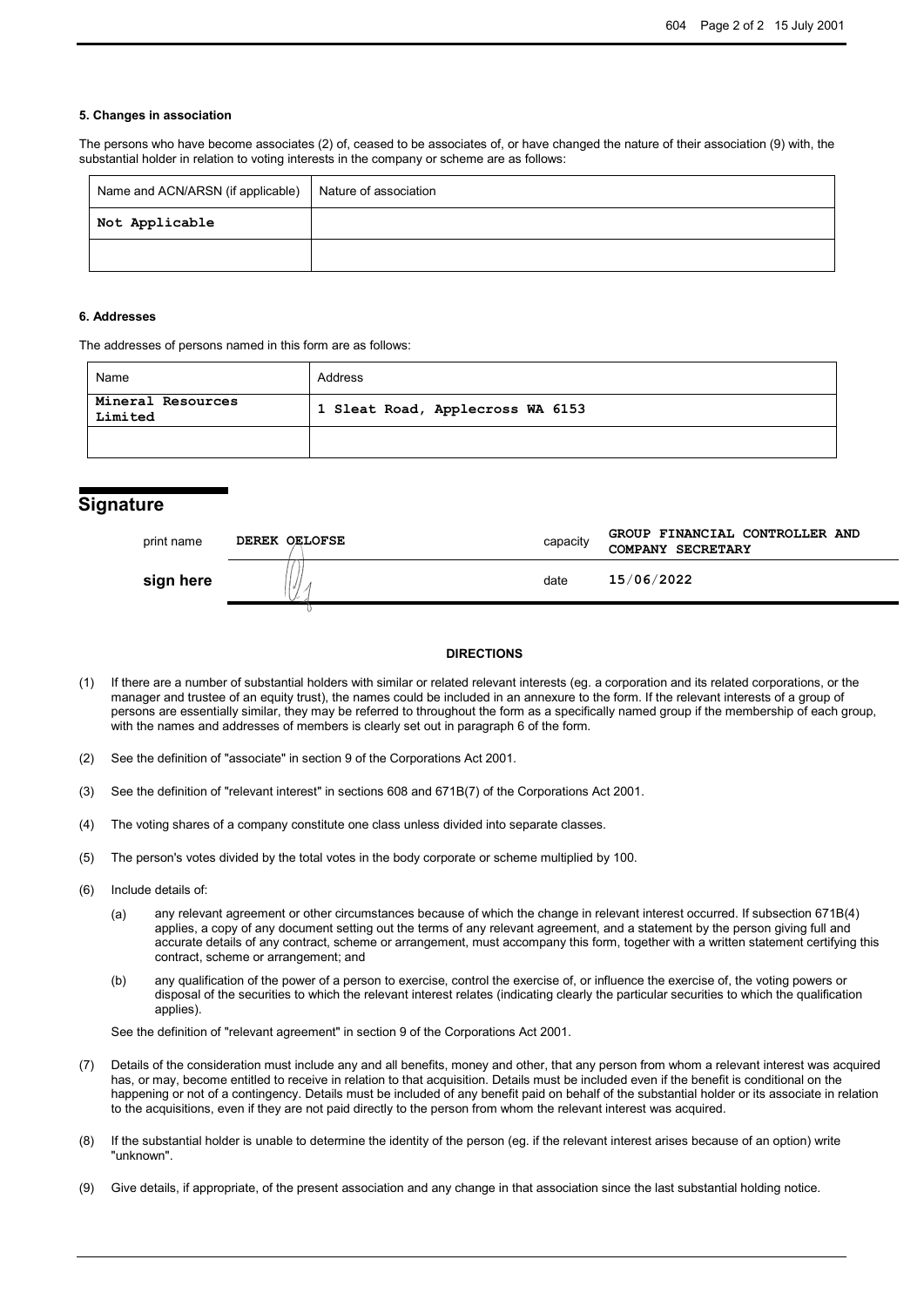### 5. Changes in association

The persons who have become associates (2) of, ceased to be associates of, or have changed the nature of their association (9) with, the substantial holder in relation to voting interests in the company or scheme are as follows:

| Name and ACN/ARSN (if applicable) | Nature of association |
|---|---|
| **Not Applicable** | |
| | |

### 6. Addresses

The addresses of persons named in this form are as follows:

| Name | Address |
|---|---|
| **Mineral Resources Limited** | **1 Sleat Road, Applecross WA 6153** |
| | |

## Signature

| | | | |
|---|---|---|---|
| print name | **DEREK OELOFSE** | capacity | **GROUP FINANCIAL CONTROLLER AND COMPANY SECRETARY** |
| **sign here** | | date | **15/06/2022** |

#### DIRECTIONS

(1) If there are a number of substantial holders with similar or related relevant interests (eg. a corporation and its related corporations, or the manager and trustee of an equity trust), the names could be included in an annexure to the form. If the relevant interests of a group of persons are essentially similar, they may be referred to throughout the form as a specifically named group if the membership of each group, with the names and addresses of members is clearly set out in paragraph 6 of the form.

(2) See the definition of "associate" in section 9 of the Corporations Act 2001.

(3) See the definition of "relevant interest" in sections 608 and 671B(7) of the Corporations Act 2001.

(4) The voting shares of a company constitute one class unless divided into separate classes.

(5) The person's votes divided by the total votes in the body corporate or scheme multiplied by 100.

(6) Include details of:

(a) any relevant agreement or other circumstances because of which the change in relevant interest occurred. If subsection 671B(4) applies, a copy of any document setting out the terms of any relevant agreement, and a statement by the person giving full and accurate details of any contract, scheme or arrangement, must accompany this form, together with a written statement certifying this contract, scheme or arrangement; and

(b) any qualification of the power of a person to exercise, control the exercise of, or influence the exercise of, the voting powers or disposal of the securities to which the relevant interest relates (indicating clearly the particular securities to which the qualification applies).

See the definition of "relevant agreement" in section 9 of the Corporations Act 2001.

(7) Details of the consideration must include any and all benefits, money and other, that any person from whom a relevant interest was acquired has, or may, become entitled to receive in relation to that acquisition. Details must be included even if the benefit is conditional on the happening or not of a contingency. Details must be included of any benefit paid on behalf of the substantial holder or its associate in relation to the acquisitions, even if they are not paid directly to the person from whom the relevant interest was acquired.

(8) If the substantial holder is unable to determine the identity of the person (eg. if the relevant interest arises because of an option) write "unknown".

(9) Give details, if appropriate, of the present association and any change in that association since the last substantial holding notice.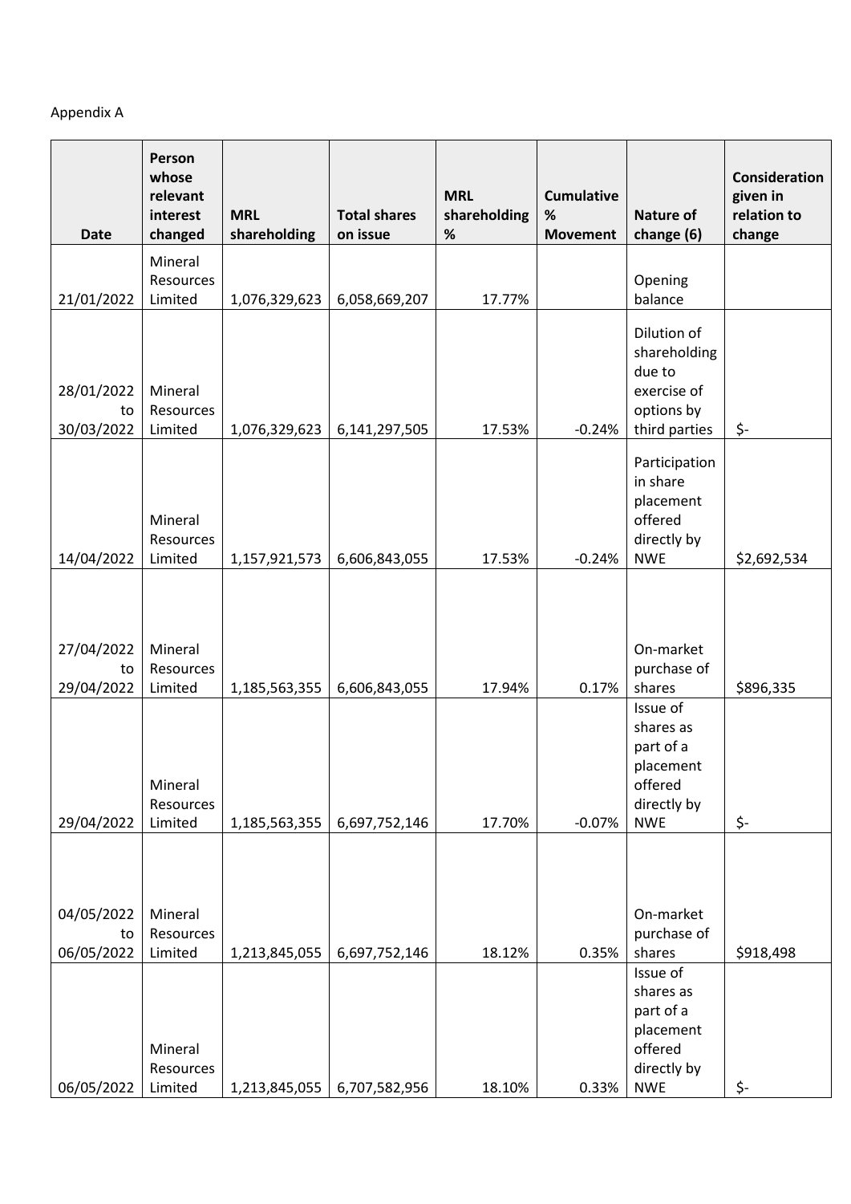Appendix A

| Date | Person whose relevant interest changed | MRL shareholding | Total shares on issue | MRL shareholding % | Cumulative % Movement | Nature of change (6) | Consideration given in relation to change |
|---|---|---|---|---|---|---|---|
| 21/01/2022 | Mineral Resources Limited | 1,076,329,623 | 6,058,669,207 | 17.77% | | Opening balance | |
| 28/01/2022 to 30/03/2022 | Mineral Resources Limited | 1,076,329,623 | 6,141,297,505 | 17.53% | -0.24% | Dilution of shareholding due to exercise of options by third parties | $- |
| 14/04/2022 | Mineral Resources Limited | 1,157,921,573 | 6,606,843,055 | 17.53% | -0.24% | Participation in share placement offered directly by NWE | $2,692,534 |
| 27/04/2022 to 29/04/2022 | Mineral Resources Limited | 1,185,563,355 | 6,606,843,055 | 17.94% | 0.17% | On-market purchase of shares | $896,335 |
| 29/04/2022 | Mineral Resources Limited | 1,185,563,355 | 6,697,752,146 | 17.70% | -0.07% | Issue of shares as part of a placement offered directly by NWE | $- |
| 04/05/2022 to 06/05/2022 | Mineral Resources Limited | 1,213,845,055 | 6,697,752,146 | 18.12% | 0.35% | On-market purchase of shares | $918,498 |
| 06/05/2022 | Mineral Resources Limited | 1,213,845,055 | 6,707,582,956 | 18.10% | 0.33% | Issue of shares as part of a placement offered directly by NWE | $- |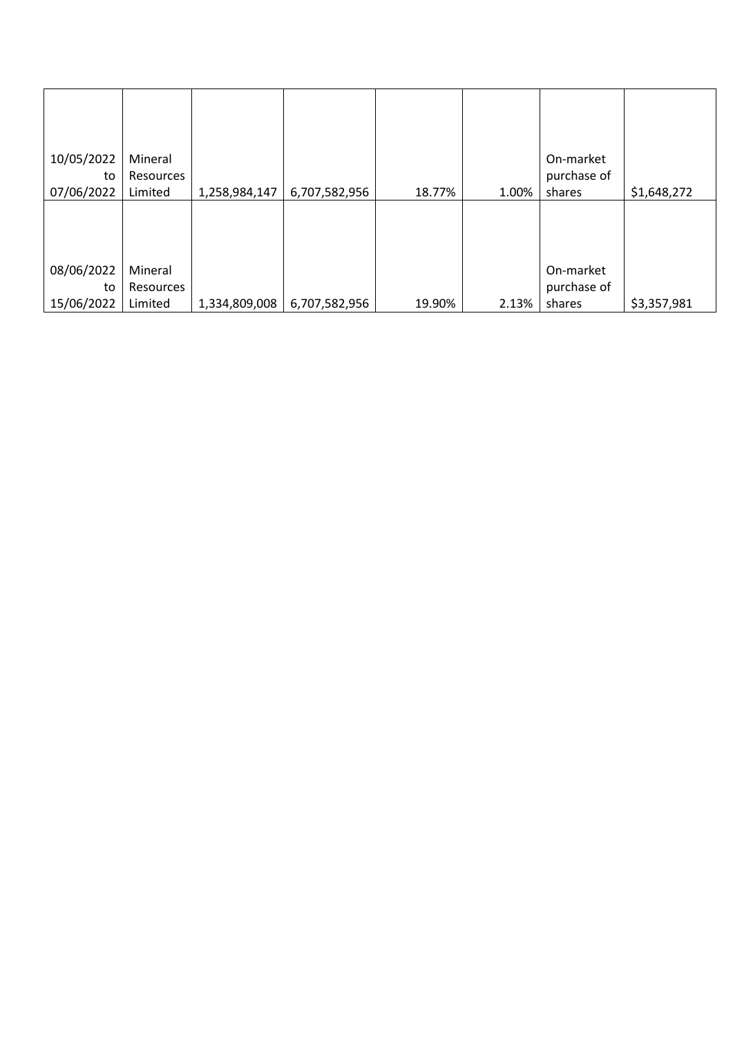| | | | | | | | |
|---|---|---|---|---|---|---|---|
| 10/05/2022 to 07/06/2022 | Mineral Resources Limited | 1,258,984,147 | 6,707,582,956 | 18.77% | 1.00% | On-market purchase of shares | $1,648,272 |
| 08/06/2022 to 15/06/2022 | Mineral Resources Limited | 1,334,809,008 | 6,707,582,956 | 19.90% | 2.13% | On-market purchase of shares | $3,357,981 |